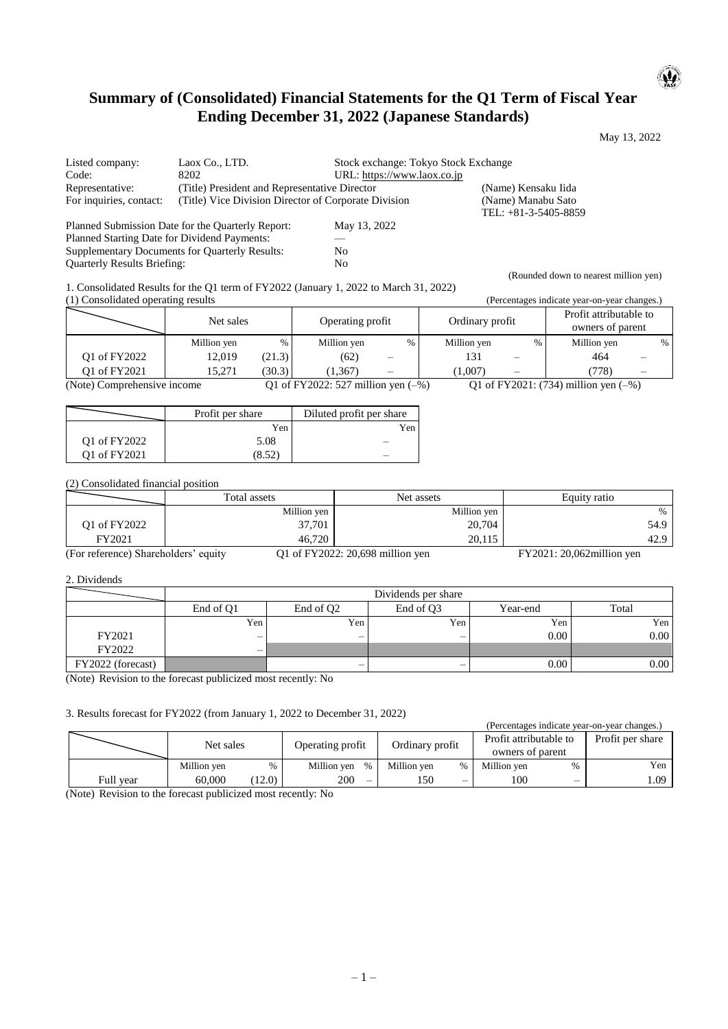# Summary of (Consolidated) Financial Statements for the Q1 Term of Fiscal Year Ending December 31, 2022 (Japanese Standards)

May 13, 2022

| | | | |
|---|---|---|---|
| Listed company: | Laox Co., LTD. | Stock exchange: Tokyo Stock Exchange | |
| Code: | 8202 | URL: https://www.laox.co.jp | |
| Representative: | (Title) President and Representative Director | | (Name) Kensaku Iida |
| For inquiries, contact: | (Title) Vice Division Director of Corporate Division | | (Name) Manabu Sato<br>TEL: +81-3-5405-8859 |

Planned Submission Date for the Quarterly Report: May 13, 2022
Planned Starting Date for Dividend Payments: —
Supplementary Documents for Quarterly Results: No
Quarterly Results Briefing: No

(Rounded down to nearest million yen)

1. Consolidated Results for the Q1 term of FY2022 (January 1, 2022 to March 31, 2022)

(1) Consolidated operating results

(Percentages indicate year-on-year changes.)

| | Net sales | | Operating profit | | Ordinary profit | | Profit attributable to owners of parent | |
|---|---|---|---|---|---|---|---|---|
| | Million yen | % | Million yen | % | Million yen | % | Million yen | % |
| Q1 of FY2022 | 12,019 | (21.3) | (62) | – | 131 | – | 464 | – |
| Q1 of FY2021 | 15,271 | (30.3) | (1,367) | – | (1,007) | – | (778) | – |

(Note) Comprehensive income Q1 of FY2022: 527 million yen (–%) Q1 of FY2021: (734) million yen (–%)

| | Profit per share | Diluted profit per share |
|---|---|---|
| | Yen | Yen |
| Q1 of FY2022 | 5.08 | – |
| Q1 of FY2021 | (8.52) | – |

(2) Consolidated financial position

| | Total assets | Net assets | Equity ratio |
|---|---|---|---|
| | Million yen | Million yen | % |
| Q1 of FY2022 | 37,701 | 20,704 | 54.9 |
| FY2021 | 46,720 | 20,115 | 42.9 |

(For reference) Shareholders' equity Q1 of FY2022: 20,698 million yen FY2021: 20,062million yen

2. Dividends

| | Dividends per share | | | | |
|---|---|---|---|---|---|
| | End of Q1 | End of Q2 | End of Q3 | Year-end | Total |
| | Yen | Yen | Yen | Yen | Yen |
| FY2021 | – | – | – | 0.00 | 0.00 |
| FY2022 | – | | | | |
| FY2022 (forecast) | | – | – | 0.00 | 0.00 |

(Note) Revision to the forecast publicized most recently: No

3. Results forecast for FY2022 (from January 1, 2022 to December 31, 2022)

(Percentages indicate year-on-year changes.)

| | Net sales | | Operating profit | | Ordinary profit | | Profit attributable to owners of parent | | Profit per share |
|---|---|---|---|---|---|---|---|---|---|
| | Million yen | % | Million yen | % | Million yen | % | Million yen | % | Yen |
| Full year | 60,000 | (12.0) | 200 | – | 150 | – | 100 | – | 1.09 |

(Note) Revision to the forecast publicized most recently: No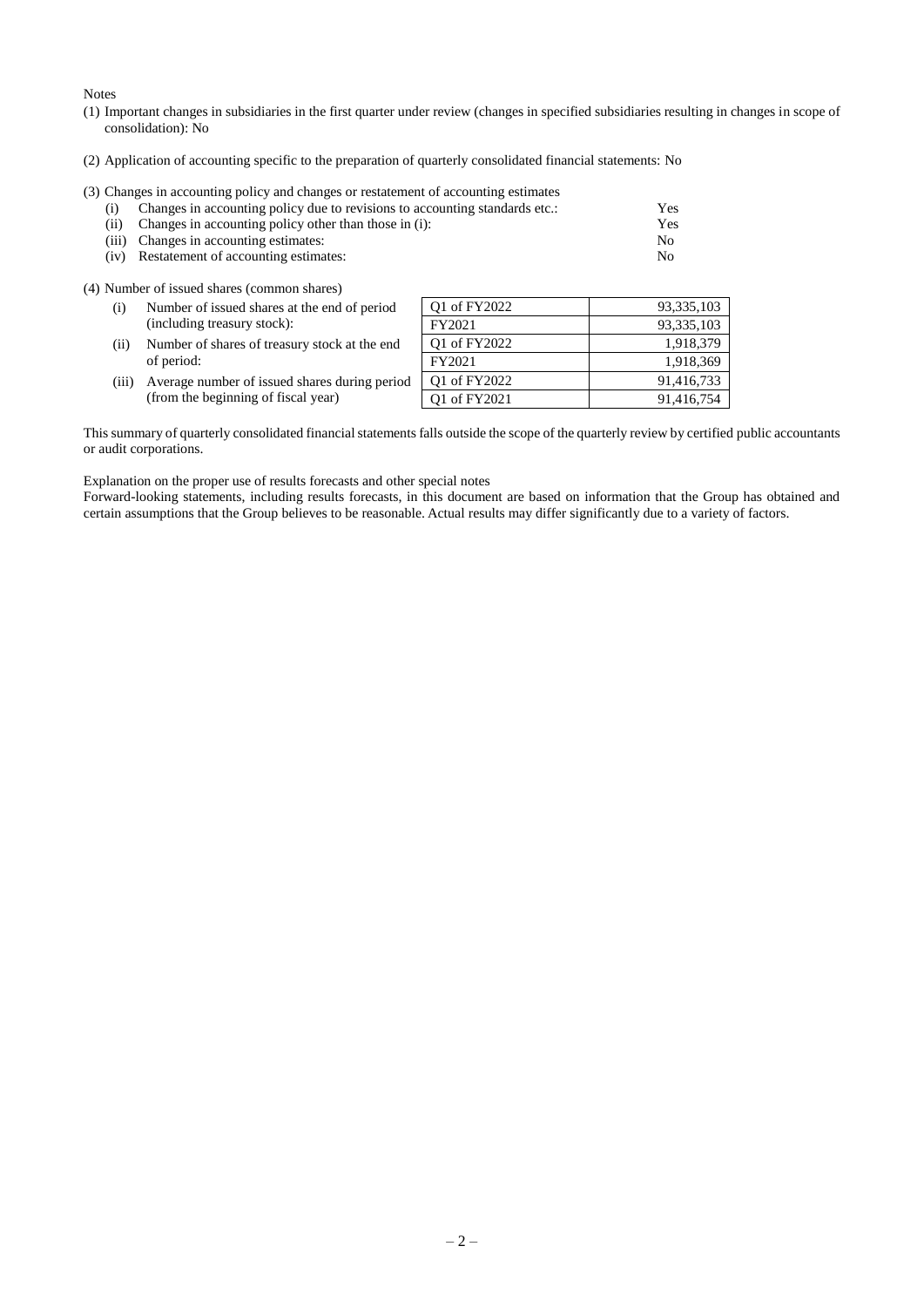Notes

(1) Important changes in subsidiaries in the first quarter under review (changes in specified subsidiaries resulting in changes in scope of consolidation): No

(2) Application of accounting specific to the preparation of quarterly consolidated financial statements: No

(3) Changes in accounting policy and changes or restatement of accounting estimates

| | | |
|---|---|---|
| (i) | Changes in accounting policy due to revisions to accounting standards etc.: | Yes |
| (ii) | Changes in accounting policy other than those in (i): | Yes |
| (iii) | Changes in accounting estimates: | No |
| (iv) | Restatement of accounting estimates: | No |

(4) Number of issued shares (common shares)

| | | | |
|---|---|---|---|
| (i) | Number of issued shares at the end of period (including treasury stock): | Q1 of FY2022 | 93,335,103 |
| | | FY2021 | 93,335,103 |
| (ii) | Number of shares of treasury stock at the end of period: | Q1 of FY2022 | 1,918,379 |
| | | FY2021 | 1,918,369 |
| (iii) | Average number of issued shares during period (from the beginning of fiscal year) | Q1 of FY2022 | 91,416,733 |
| | | Q1 of FY2021 | 91,416,754 |

This summary of quarterly consolidated financial statements falls outside the scope of the quarterly review by certified public accountants or audit corporations.

Explanation on the proper use of results forecasts and other special notes

Forward-looking statements, including results forecasts, in this document are based on information that the Group has obtained and certain assumptions that the Group believes to be reasonable. Actual results may differ significantly due to a variety of factors.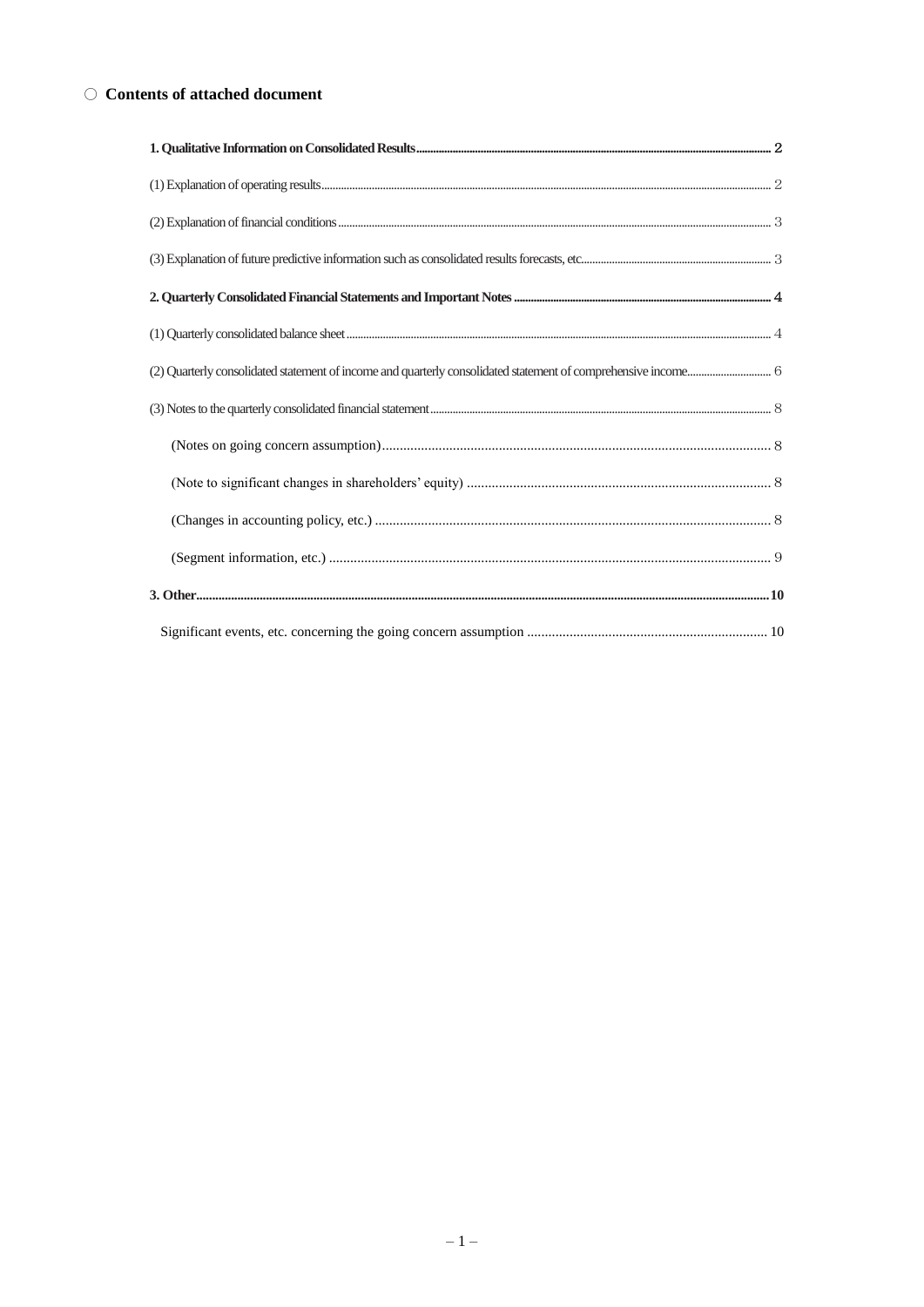## ○ Contents of attached document

**1. Qualitative Information on Consolidated Results** ........ 2

(1) Explanation of operating results ........ 2

(2) Explanation of financial conditions ........ 3

(3) Explanation of future predictive information such as consolidated results forecasts, etc. ........ 3

**2. Quarterly Consolidated Financial Statements and Important Notes** ........ 4

(1) Quarterly consolidated balance sheet ........ 4

(2) Quarterly consolidated statement of income and quarterly consolidated statement of comprehensive income ........ 6

(3) Notes to the quarterly consolidated financial statement ........ 8

(Notes on going concern assumption) ........ 8

(Note to significant changes in shareholders' equity) ........ 8

(Changes in accounting policy, etc.) ........ 8

(Segment information, etc.) ........ 9

**3. Other** ........ 10

Significant events, etc. concerning the going concern assumption ........ 10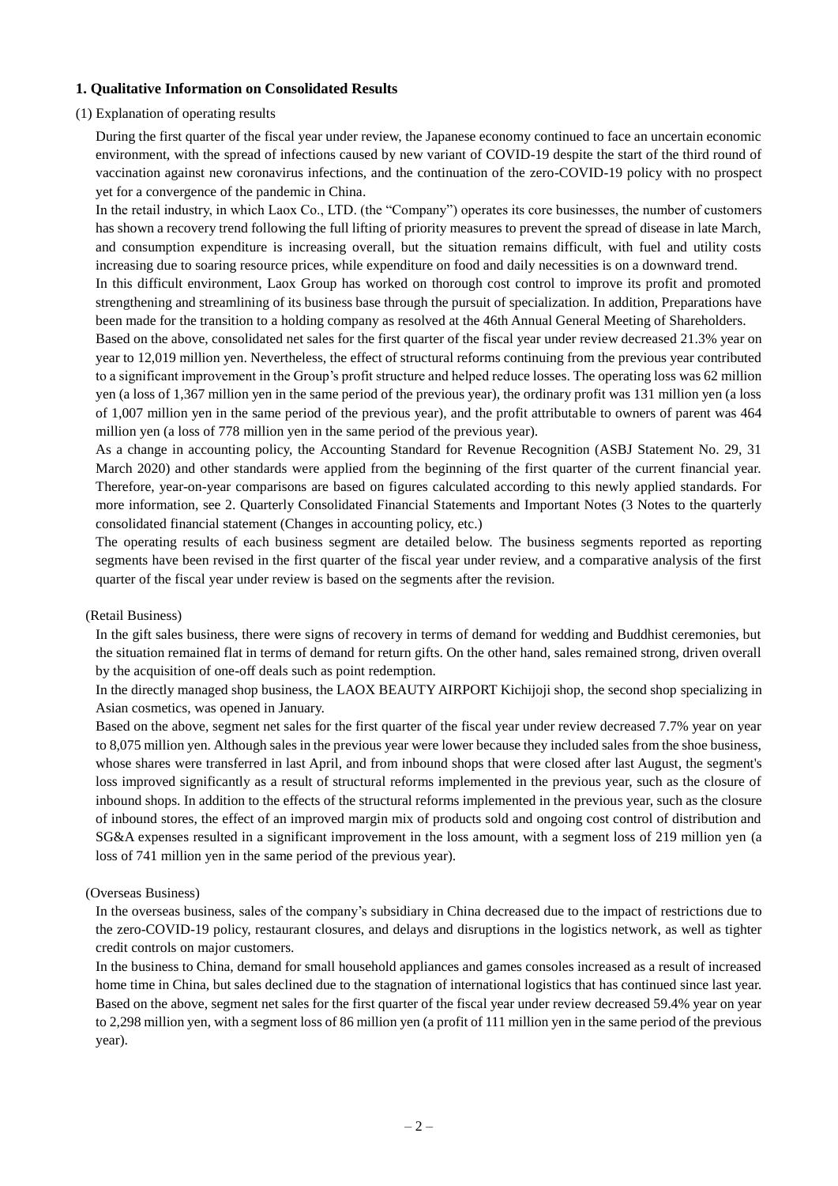## 1. Qualitative Information on Consolidated Results

(1) Explanation of operating results

During the first quarter of the fiscal year under review, the Japanese economy continued to face an uncertain economic environment, with the spread of infections caused by new variant of COVID-19 despite the start of the third round of vaccination against new coronavirus infections, and the continuation of the zero-COVID-19 policy with no prospect yet for a convergence of the pandemic in China.

In the retail industry, in which Laox Co., LTD. (the "Company") operates its core businesses, the number of customers has shown a recovery trend following the full lifting of priority measures to prevent the spread of disease in late March, and consumption expenditure is increasing overall, but the situation remains difficult, with fuel and utility costs increasing due to soaring resource prices, while expenditure on food and daily necessities is on a downward trend.

In this difficult environment, Laox Group has worked on thorough cost control to improve its profit and promoted strengthening and streamlining of its business base through the pursuit of specialization. In addition, Preparations have been made for the transition to a holding company as resolved at the 46th Annual General Meeting of Shareholders.

Based on the above, consolidated net sales for the first quarter of the fiscal year under review decreased 21.3% year on year to 12,019 million yen. Nevertheless, the effect of structural reforms continuing from the previous year contributed to a significant improvement in the Group's profit structure and helped reduce losses. The operating loss was 62 million yen (a loss of 1,367 million yen in the same period of the previous year), the ordinary profit was 131 million yen (a loss of 1,007 million yen in the same period of the previous year), and the profit attributable to owners of parent was 464 million yen (a loss of 778 million yen in the same period of the previous year).

As a change in accounting policy, the Accounting Standard for Revenue Recognition (ASBJ Statement No. 29, 31 March 2020) and other standards were applied from the beginning of the first quarter of the current financial year. Therefore, year-on-year comparisons are based on figures calculated according to this newly applied standards. For more information, see 2. Quarterly Consolidated Financial Statements and Important Notes (3 Notes to the quarterly consolidated financial statement (Changes in accounting policy, etc.)

The operating results of each business segment are detailed below. The business segments reported as reporting segments have been revised in the first quarter of the fiscal year under review, and a comparative analysis of the first quarter of the fiscal year under review is based on the segments after the revision.

(Retail Business)

In the gift sales business, there were signs of recovery in terms of demand for wedding and Buddhist ceremonies, but the situation remained flat in terms of demand for return gifts. On the other hand, sales remained strong, driven overall by the acquisition of one-off deals such as point redemption.

In the directly managed shop business, the LAOX BEAUTY AIRPORT Kichijoji shop, the second shop specializing in Asian cosmetics, was opened in January.

Based on the above, segment net sales for the first quarter of the fiscal year under review decreased 7.7% year on year to 8,075 million yen. Although sales in the previous year were lower because they included sales from the shoe business, whose shares were transferred in last April, and from inbound shops that were closed after last August, the segment's loss improved significantly as a result of structural reforms implemented in the previous year, such as the closure of inbound shops. In addition to the effects of the structural reforms implemented in the previous year, such as the closure of inbound stores, the effect of an improved margin mix of products sold and ongoing cost control of distribution and SG&A expenses resulted in a significant improvement in the loss amount, with a segment loss of 219 million yen (a loss of 741 million yen in the same period of the previous year).

(Overseas Business)

In the overseas business, sales of the company's subsidiary in China decreased due to the impact of restrictions due to the zero-COVID-19 policy, restaurant closures, and delays and disruptions in the logistics network, as well as tighter credit controls on major customers.

In the business to China, demand for small household appliances and games consoles increased as a result of increased home time in China, but sales declined due to the stagnation of international logistics that has continued since last year.

Based on the above, segment net sales for the first quarter of the fiscal year under review decreased 59.4% year on year to 2,298 million yen, with a segment loss of 86 million yen (a profit of 111 million yen in the same period of the previous year).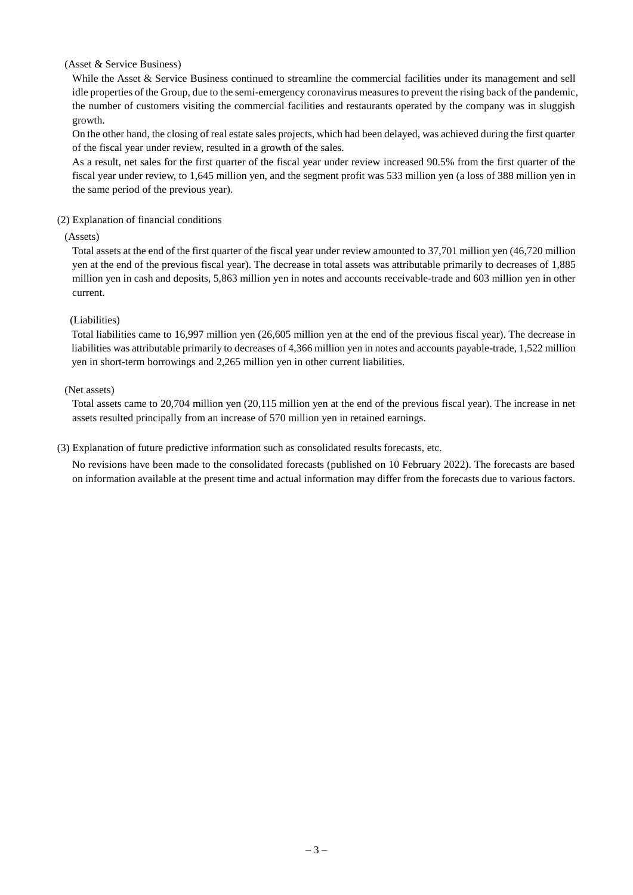(Asset & Service Business)

While the Asset & Service Business continued to streamline the commercial facilities under its management and sell idle properties of the Group, due to the semi-emergency coronavirus measures to prevent the rising back of the pandemic, the number of customers visiting the commercial facilities and restaurants operated by the company was in sluggish growth.

On the other hand, the closing of real estate sales projects, which had been delayed, was achieved during the first quarter of the fiscal year under review, resulted in a growth of the sales.

As a result, net sales for the first quarter of the fiscal year under review increased 90.5% from the first quarter of the fiscal year under review, to 1,645 million yen, and the segment profit was 533 million yen (a loss of 388 million yen in the same period of the previous year).

(2) Explanation of financial conditions

(Assets)

Total assets at the end of the first quarter of the fiscal year under review amounted to 37,701 million yen (46,720 million yen at the end of the previous fiscal year). The decrease in total assets was attributable primarily to decreases of 1,885 million yen in cash and deposits, 5,863 million yen in notes and accounts receivable-trade and 603 million yen in other current.

(Liabilities)

Total liabilities came to 16,997 million yen (26,605 million yen at the end of the previous fiscal year). The decrease in liabilities was attributable primarily to decreases of 4,366 million yen in notes and accounts payable-trade, 1,522 million yen in short-term borrowings and 2,265 million yen in other current liabilities.

(Net assets)

Total assets came to 20,704 million yen (20,115 million yen at the end of the previous fiscal year). The increase in net assets resulted principally from an increase of 570 million yen in retained earnings.

(3) Explanation of future predictive information such as consolidated results forecasts, etc.

No revisions have been made to the consolidated forecasts (published on 10 February 2022). The forecasts are based on information available at the present time and actual information may differ from the forecasts due to various factors.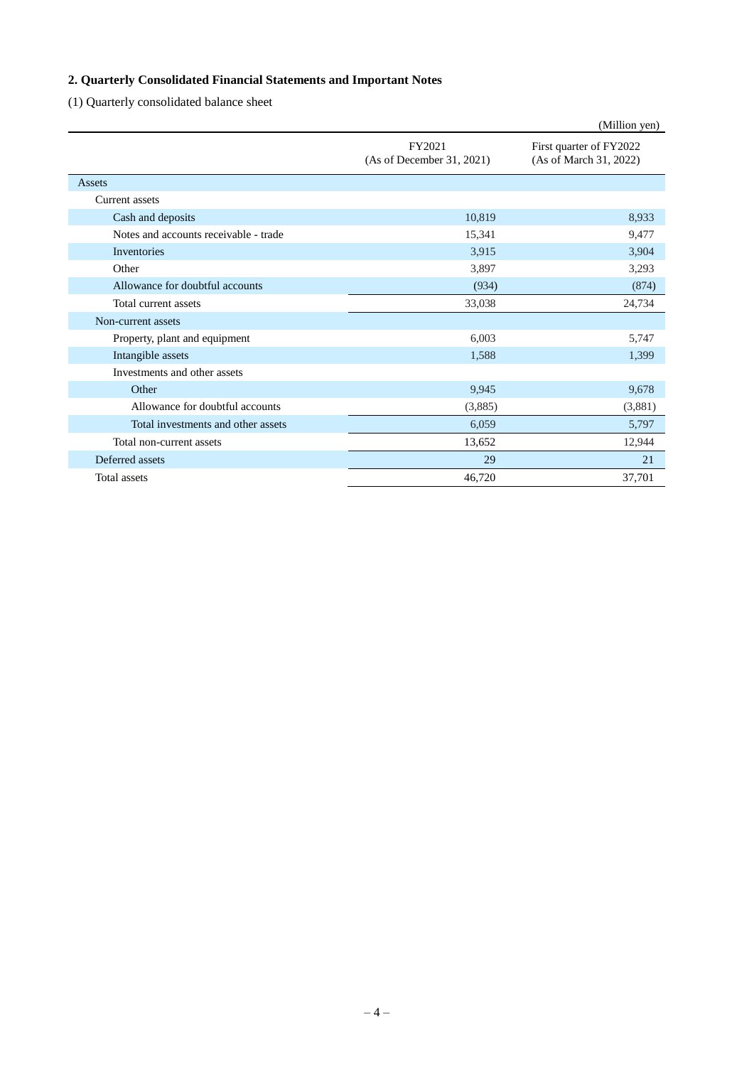## 2. Quarterly Consolidated Financial Statements and Important Notes

(1) Quarterly consolidated balance sheet

(Million yen)

| | FY2021 (As of December 31, 2021) | First quarter of FY2022 (As of March 31, 2022) |
|---|---|---|
| Assets | | |
| Current assets | | |
| Cash and deposits | 10,819 | 8,933 |
| Notes and accounts receivable - trade | 15,341 | 9,477 |
| Inventories | 3,915 | 3,904 |
| Other | 3,897 | 3,293 |
| Allowance for doubtful accounts | (934) | (874) |
| Total current assets | 33,038 | 24,734 |
| Non-current assets | | |
| Property, plant and equipment | 6,003 | 5,747 |
| Intangible assets | 1,588 | 1,399 |
| Investments and other assets | | |
| Other | 9,945 | 9,678 |
| Allowance for doubtful accounts | (3,885) | (3,881) |
| Total investments and other assets | 6,059 | 5,797 |
| Total non-current assets | 13,652 | 12,944 |
| Deferred assets | 29 | 21 |
| Total assets | 46,720 | 37,701 |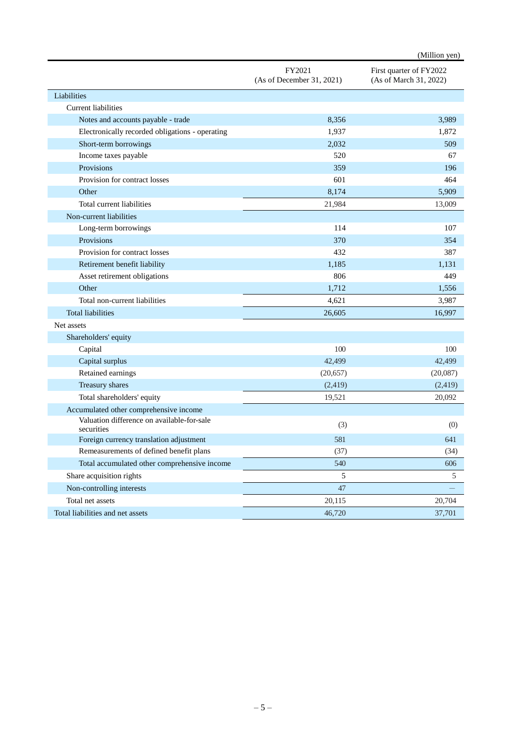(Million yen)

| | FY2021 (As of December 31, 2021) | First quarter of FY2022 (As of March 31, 2022) |
|---|---|---|
| Liabilities | | |
| Current liabilities | | |
| Notes and accounts payable - trade | 8,356 | 3,989 |
| Electronically recorded obligations - operating | 1,937 | 1,872 |
| Short-term borrowings | 2,032 | 509 |
| Income taxes payable | 520 | 67 |
| Provisions | 359 | 196 |
| Provision for contract losses | 601 | 464 |
| Other | 8,174 | 5,909 |
| Total current liabilities | 21,984 | 13,009 |
| Non-current liabilities | | |
| Long-term borrowings | 114 | 107 |
| Provisions | 370 | 354 |
| Provision for contract losses | 432 | 387 |
| Retirement benefit liability | 1,185 | 1,131 |
| Asset retirement obligations | 806 | 449 |
| Other | 1,712 | 1,556 |
| Total non-current liabilities | 4,621 | 3,987 |
| Total liabilities | 26,605 | 16,997 |
| Net assets | | |
| Shareholders' equity | | |
| Capital | 100 | 100 |
| Capital surplus | 42,499 | 42,499 |
| Retained earnings | (20,657) | (20,087) |
| Treasury shares | (2,419) | (2,419) |
| Total shareholders' equity | 19,521 | 20,092 |
| Accumulated other comprehensive income | | |
| Valuation difference on available-for-sale securities | (3) | (0) |
| Foreign currency translation adjustment | 581 | 641 |
| Remeasurements of defined benefit plans | (37) | (34) |
| Total accumulated other comprehensive income | 540 | 606 |
| Share acquisition rights | 5 | 5 |
| Non-controlling interests | 47 | – |
| Total net assets | 20,115 | 20,704 |
| Total liabilities and net assets | 46,720 | 37,701 |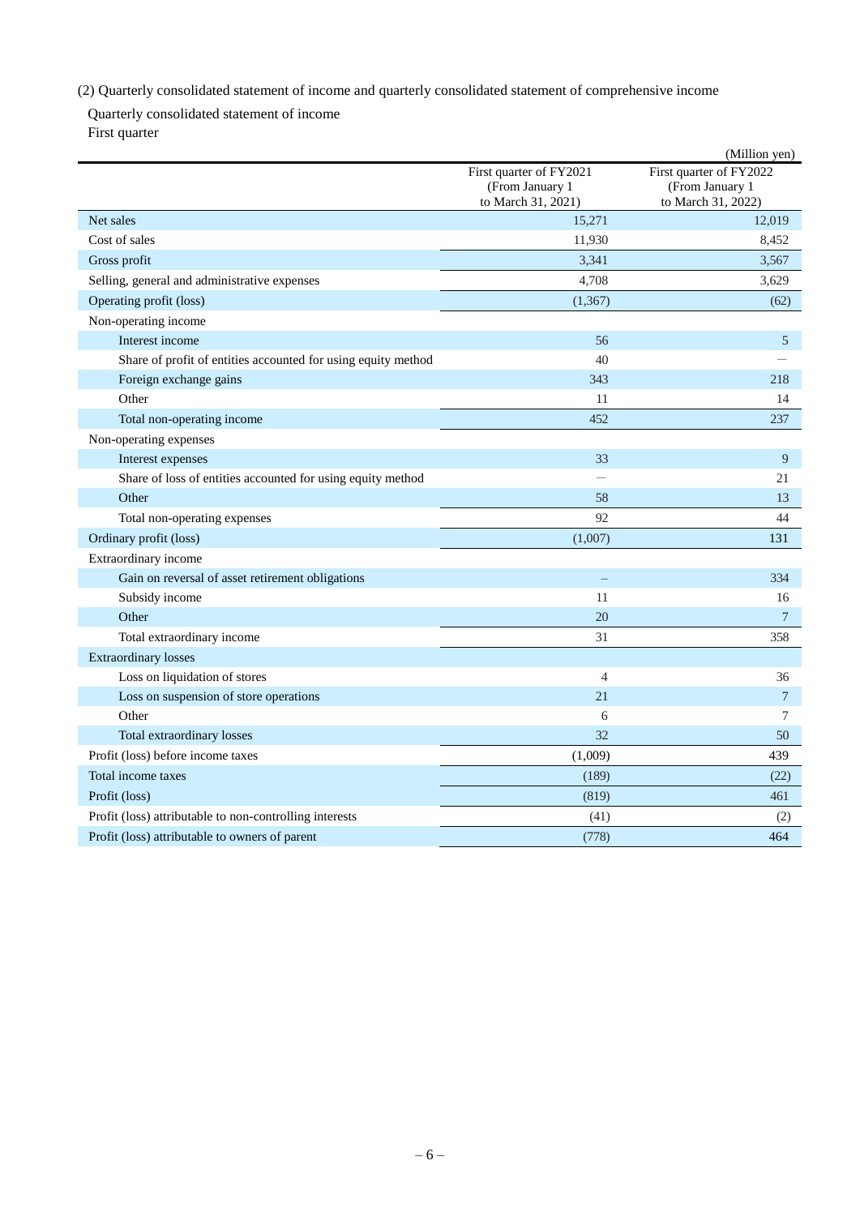(2) Quarterly consolidated statement of income and quarterly consolidated statement of comprehensive income

Quarterly consolidated statement of income

First quarter

(Million yen)

| | First quarter of FY2021 (From January 1 to March 31, 2021) | First quarter of FY2022 (From January 1 to March 31, 2022) |
|---|---|---|
| Net sales | 15,271 | 12,019 |
| Cost of sales | 11,930 | 8,452 |
| Gross profit | 3,341 | 3,567 |
| Selling, general and administrative expenses | 4,708 | 3,629 |
| Operating profit (loss) | (1,367) | (62) |
| Non-operating income | | |
| Interest income | 56 | 5 |
| Share of profit of entities accounted for using equity method | 40 | – |
| Foreign exchange gains | 343 | 218 |
| Other | 11 | 14 |
| Total non-operating income | 452 | 237 |
| Non-operating expenses | | |
| Interest expenses | 33 | 9 |
| Share of loss of entities accounted for using equity method | – | 21 |
| Other | 58 | 13 |
| Total non-operating expenses | 92 | 44 |
| Ordinary profit (loss) | (1,007) | 131 |
| Extraordinary income | | |
| Gain on reversal of asset retirement obligations | – | 334 |
| Subsidy income | 11 | 16 |
| Other | 20 | 7 |
| Total extraordinary income | 31 | 358 |
| Extraordinary losses | | |
| Loss on liquidation of stores | 4 | 36 |
| Loss on suspension of store operations | 21 | 7 |
| Other | 6 | 7 |
| Total extraordinary losses | 32 | 50 |
| Profit (loss) before income taxes | (1,009) | 439 |
| Total income taxes | (189) | (22) |
| Profit (loss) | (819) | 461 |
| Profit (loss) attributable to non-controlling interests | (41) | (2) |
| Profit (loss) attributable to owners of parent | (778) | 464 |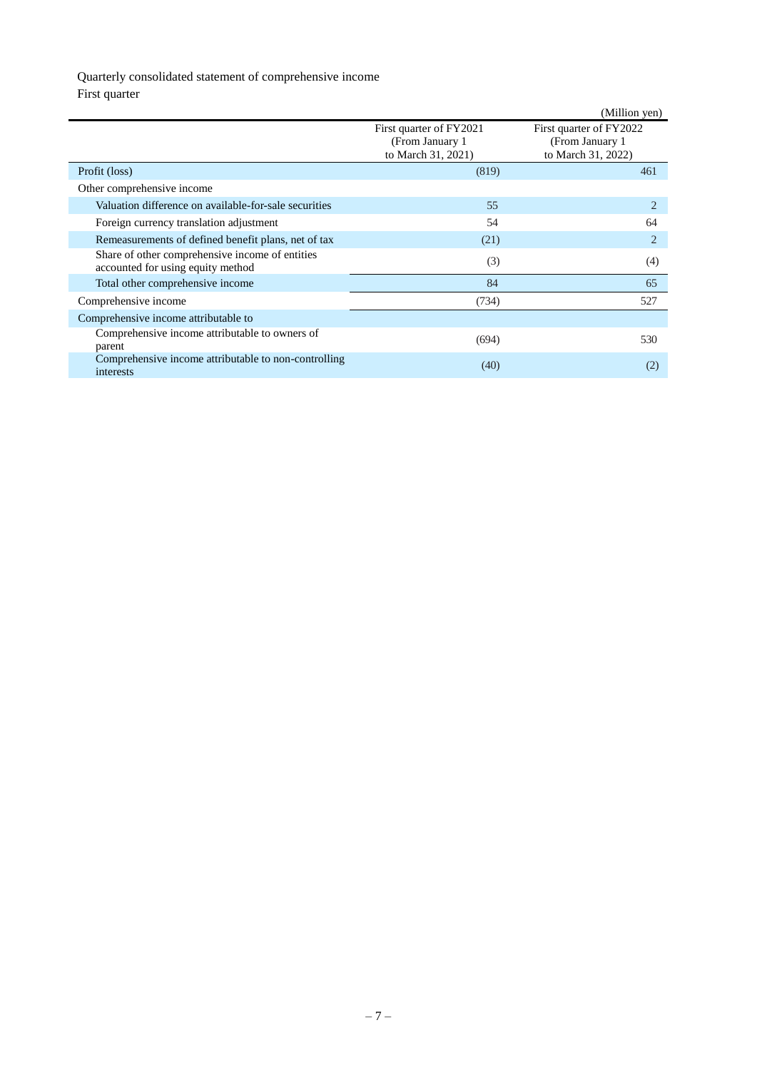Quarterly consolidated statement of comprehensive income

First quarter

(Million yen)

| | First quarter of FY2021 (From January 1 to March 31, 2021) | First quarter of FY2022 (From January 1 to March 31, 2022) |
|---|---|---|
| Profit (loss) | (819) | 461 |
| Other comprehensive income | | |
| Valuation difference on available-for-sale securities | 55 | 2 |
| Foreign currency translation adjustment | 54 | 64 |
| Remeasurements of defined benefit plans, net of tax | (21) | 2 |
| Share of other comprehensive income of entities accounted for using equity method | (3) | (4) |
| Total other comprehensive income | 84 | 65 |
| Comprehensive income | (734) | 527 |
| Comprehensive income attributable to | | |
| Comprehensive income attributable to owners of parent | (694) | 530 |
| Comprehensive income attributable to non-controlling interests | (40) | (2) |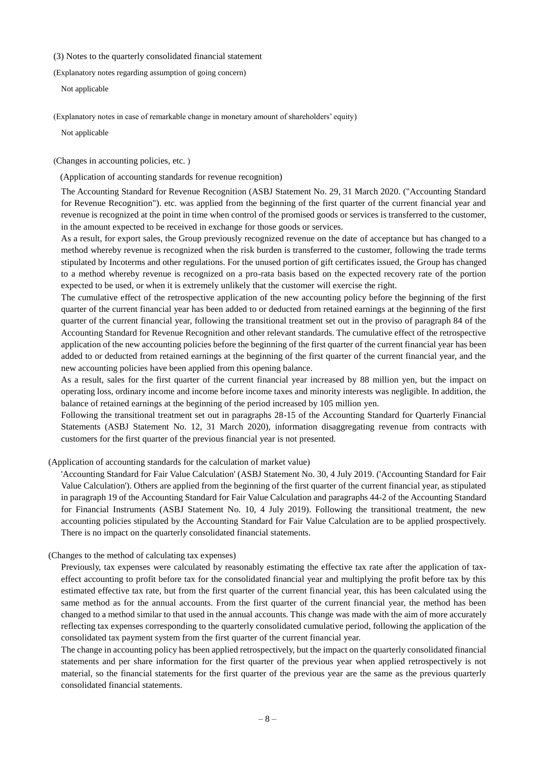### (3) Notes to the quarterly consolidated financial statement

(Explanatory notes regarding assumption of going concern)

Not applicable

(Explanatory notes in case of remarkable change in monetary amount of shareholders' equity)

Not applicable

(Changes in accounting policies, etc. )

(Application of accounting standards for revenue recognition)

The Accounting Standard for Revenue Recognition (ASBJ Statement No. 29, 31 March 2020. ("Accounting Standard for Revenue Recognition"). etc. was applied from the beginning of the first quarter of the current financial year and revenue is recognized at the point in time when control of the promised goods or services is transferred to the customer, in the amount expected to be received in exchange for those goods or services.

As a result, for export sales, the Group previously recognized revenue on the date of acceptance but has changed to a method whereby revenue is recognized when the risk burden is transferred to the customer, following the trade terms stipulated by Incoterms and other regulations. For the unused portion of gift certificates issued, the Group has changed to a method whereby revenue is recognized on a pro-rata basis based on the expected recovery rate of the portion expected to be used, or when it is extremely unlikely that the customer will exercise the right.

The cumulative effect of the retrospective application of the new accounting policy before the beginning of the first quarter of the current financial year has been added to or deducted from retained earnings at the beginning of the first quarter of the current financial year, following the transitional treatment set out in the proviso of paragraph 84 of the Accounting Standard for Revenue Recognition and other relevant standards. The cumulative effect of the retrospective application of the new accounting policies before the beginning of the first quarter of the current financial year has been added to or deducted from retained earnings at the beginning of the first quarter of the current financial year, and the new accounting policies have been applied from this opening balance.

As a result, sales for the first quarter of the current financial year increased by 88 million yen, but the impact on operating loss, ordinary income and income before income taxes and minority interests was negligible. In addition, the balance of retained earnings at the beginning of the period increased by 105 million yen.

Following the transitional treatment set out in paragraphs 28-15 of the Accounting Standard for Quarterly Financial Statements (ASBJ Statement No. 12, 31 March 2020), information disaggregating revenue from contracts with customers for the first quarter of the previous financial year is not presented.

(Application of accounting standards for the calculation of market value)

'Accounting Standard for Fair Value Calculation' (ASBJ Statement No. 30, 4 July 2019. ('Accounting Standard for Fair Value Calculation'). Others are applied from the beginning of the first quarter of the current financial year, as stipulated in paragraph 19 of the Accounting Standard for Fair Value Calculation and paragraphs 44-2 of the Accounting Standard for Financial Instruments (ASBJ Statement No. 10, 4 July 2019). Following the transitional treatment, the new accounting policies stipulated by the Accounting Standard for Fair Value Calculation are to be applied prospectively. There is no impact on the quarterly consolidated financial statements.

(Changes to the method of calculating tax expenses)

Previously, tax expenses were calculated by reasonably estimating the effective tax rate after the application of tax-effect accounting to profit before tax for the consolidated financial year and multiplying the profit before tax by this estimated effective tax rate, but from the first quarter of the current financial year, this has been calculated using the same method as for the annual accounts. From the first quarter of the current financial year, the method has been changed to a method similar to that used in the annual accounts. This change was made with the aim of more accurately reflecting tax expenses corresponding to the quarterly consolidated cumulative period, following the application of the consolidated tax payment system from the first quarter of the current financial year.

The change in accounting policy has been applied retrospectively, but the impact on the quarterly consolidated financial statements and per share information for the first quarter of the previous year when applied retrospectively is not material, so the financial statements for the first quarter of the previous year are the same as the previous quarterly consolidated financial statements.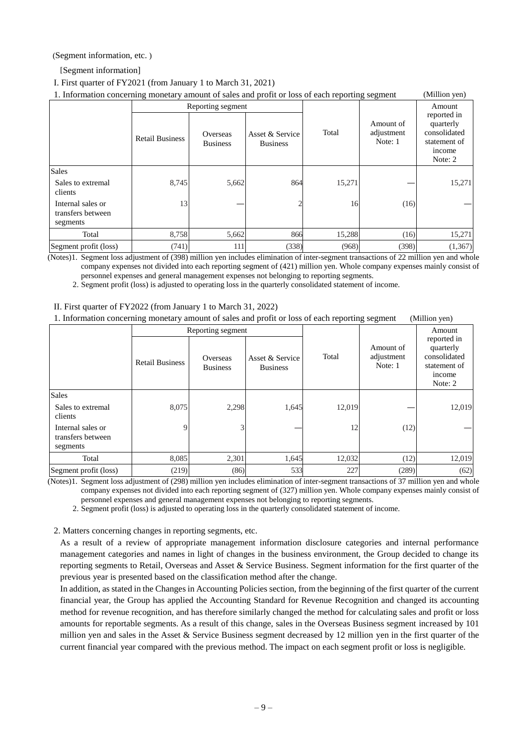(Segment information, etc. )

[Segment information]

I. First quarter of FY2021 (from January 1 to March 31, 2021)

1. Information concerning monetary amount of sales and profit or loss of each reporting segment (Million yen)

| | Reporting segment | | | Total | Amount of adjustment Note: 1 | Amount reported in quarterly consolidated statement of income Note: 2 |
|---|---|---|---|---|---|---|
| | Retail Business | Overseas Business | Asset & Service Business | | | |
| Sales | | | | | | |
| Sales to extremal clients | 8,745 | 5,662 | 864 | 15,271 | — | 15,271 |
| Internal sales or transfers between segments | 13 | — | 2 | 16 | (16) | — |
| Total | 8,758 | 5,662 | 866 | 15,288 | (16) | 15,271 |
| Segment profit (loss) | (741) | 111 | (338) | (968) | (398) | (1,367) |

(Notes)1. Segment loss adjustment of (398) million yen includes elimination of inter-segment transactions of 22 million yen and whole company expenses not divided into each reporting segment of (421) million yen. Whole company expenses mainly consist of personnel expenses and general management expenses not belonging to reporting segments.

2. Segment profit (loss) is adjusted to operating loss in the quarterly consolidated statement of income.

II. First quarter of FY2022 (from January 1 to March 31, 2022)

1. Information concerning monetary amount of sales and profit or loss of each reporting segment (Million yen)

| | Reporting segment | | | Total | Amount of adjustment Note: 1 | Amount reported in quarterly consolidated statement of income Note: 2 |
|---|---|---|---|---|---|---|
| | Retail Business | Overseas Business | Asset & Service Business | | | |
| Sales | | | | | | |
| Sales to extremal clients | 8,075 | 2,298 | 1,645 | 12,019 | — | 12,019 |
| Internal sales or transfers between segments | 9 | 3 | — | 12 | (12) | — |
| Total | 8,085 | 2,301 | 1,645 | 12,032 | (12) | 12,019 |
| Segment profit (loss) | (219) | (86) | 533 | 227 | (289) | (62) |

(Notes)1. Segment loss adjustment of (298) million yen includes elimination of inter-segment transactions of 37 million yen and whole company expenses not divided into each reporting segment of (327) million yen. Whole company expenses mainly consist of personnel expenses and general management expenses not belonging to reporting segments.

2. Segment profit (loss) is adjusted to operating loss in the quarterly consolidated statement of income.

2. Matters concerning changes in reporting segments, etc.

As a result of a review of appropriate management information disclosure categories and internal performance management categories and names in light of changes in the business environment, the Group decided to change its reporting segments to Retail, Overseas and Asset & Service Business. Segment information for the first quarter of the previous year is presented based on the classification method after the change.

In addition, as stated in the Changes in Accounting Policies section, from the beginning of the first quarter of the current financial year, the Group has applied the Accounting Standard for Revenue Recognition and changed its accounting method for revenue recognition, and has therefore similarly changed the method for calculating sales and profit or loss amounts for reportable segments. As a result of this change, sales in the Overseas Business segment increased by 101 million yen and sales in the Asset & Service Business segment decreased by 12 million yen in the first quarter of the current financial year compared with the previous method. The impact on each segment profit or loss is negligible.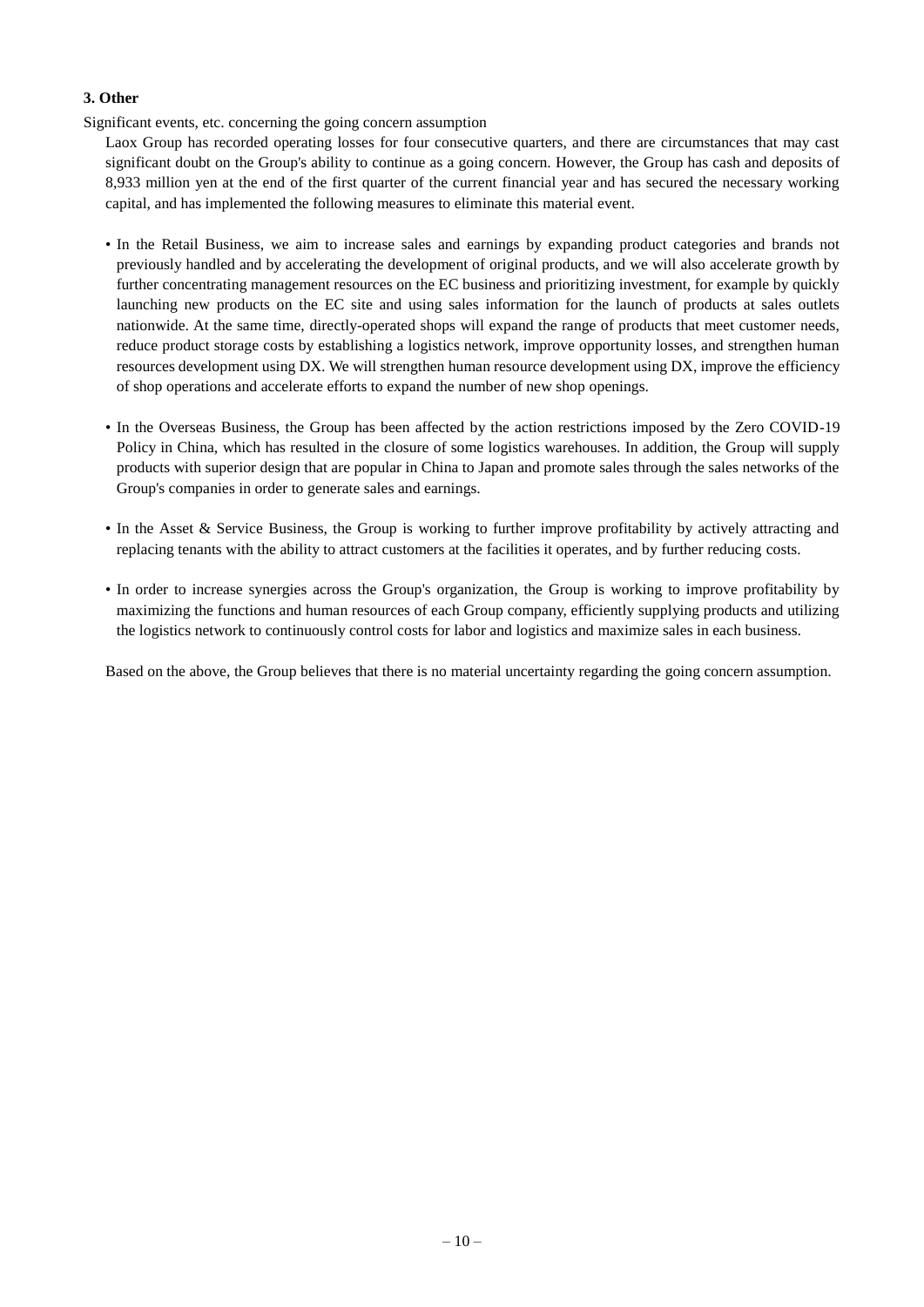### 3. Other

Significant events, etc. concerning the going concern assumption

Laox Group has recorded operating losses for four consecutive quarters, and there are circumstances that may cast significant doubt on the Group's ability to continue as a going concern. However, the Group has cash and deposits of 8,933 million yen at the end of the first quarter of the current financial year and has secured the necessary working capital, and has implemented the following measures to eliminate this material event.

- In the Retail Business, we aim to increase sales and earnings by expanding product categories and brands not previously handled and by accelerating the development of original products, and we will also accelerate growth by further concentrating management resources on the EC business and prioritizing investment, for example by quickly launching new products on the EC site and using sales information for the launch of products at sales outlets nationwide. At the same time, directly-operated shops will expand the range of products that meet customer needs, reduce product storage costs by establishing a logistics network, improve opportunity losses, and strengthen human resources development using DX. We will strengthen human resource development using DX, improve the efficiency of shop operations and accelerate efforts to expand the number of new shop openings.

- In the Overseas Business, the Group has been affected by the action restrictions imposed by the Zero COVID-19 Policy in China, which has resulted in the closure of some logistics warehouses. In addition, the Group will supply products with superior design that are popular in China to Japan and promote sales through the sales networks of the Group's companies in order to generate sales and earnings.

- In the Asset & Service Business, the Group is working to further improve profitability by actively attracting and replacing tenants with the ability to attract customers at the facilities it operates, and by further reducing costs.

- In order to increase synergies across the Group's organization, the Group is working to improve profitability by maximizing the functions and human resources of each Group company, efficiently supplying products and utilizing the logistics network to continuously control costs for labor and logistics and maximize sales in each business.

Based on the above, the Group believes that there is no material uncertainty regarding the going concern assumption.